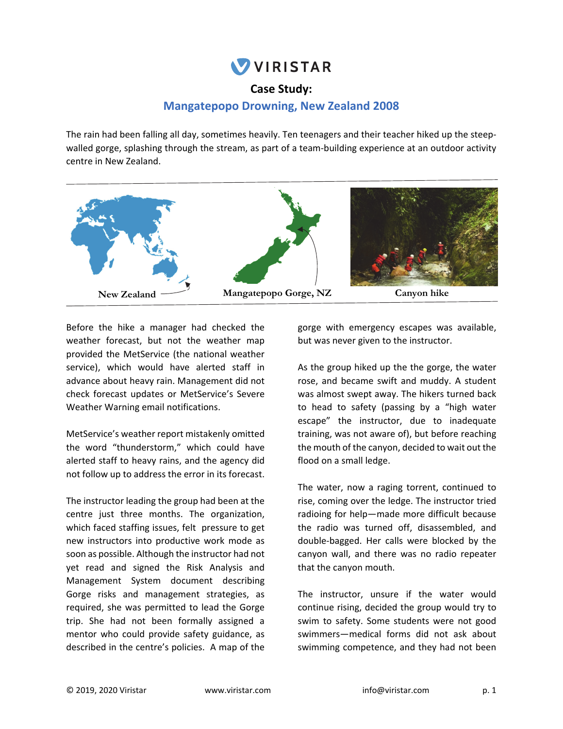# VIRISTAR

## Case Study:

## Mangatepopo Drowning, New Zealand 2008

The rain had been falling all day, sometimes heavily. Ten teenagers and their teacher hiked up the steep-walled gorge, splashing through the stream, as part of a team-building experience at an outdoor activity centre in New Zealand.

New Zealand — Mangatepopo Gorge, NZ — Canyon hike

Before the hike a manager had checked the weather forecast, but not the weather map provided the MetService (the national weather service), which would have alerted staff in advance about heavy rain. Management did not check forecast updates or MetService's Severe Weather Warning email notifications.

MetService's weather report mistakenly omitted the word "thunderstorm," which could have alerted staff to heavy rains, and the agency did not follow up to address the error in its forecast.

The instructor leading the group had been at the centre just three months. The organization, which faced staffing issues, felt pressure to get new instructors into productive work mode as soon as possible. Although the instructor had not yet read and signed the Risk Analysis and Management System document describing Gorge risks and management strategies, as required, she was permitted to lead the Gorge trip. She had not been formally assigned a mentor who could provide safety guidance, as described in the centre's policies. A map of the gorge with emergency escapes was available, but was never given to the instructor.

As the group hiked up the gorge, the water rose, and became swift and muddy. A student was almost swept away. The hikers turned back to head to safety (passing by a "high water escape" the instructor, due to inadequate training, was not aware of), but before reaching the mouth of the canyon, decided to wait out the flood on a small ledge.

The water, now a raging torrent, continued to rise, coming over the ledge. The instructor tried radioing for help—made more difficult because the radio was turned off, disassembled, and double-bagged. Her calls were blocked by the canyon wall, and there was no radio repeater that the canyon mouth.

The instructor, unsure if the water would continue rising, decided the group would try to swim to safety. Some students were not good swimmers—medical forms did not ask about swimming competence, and they had not been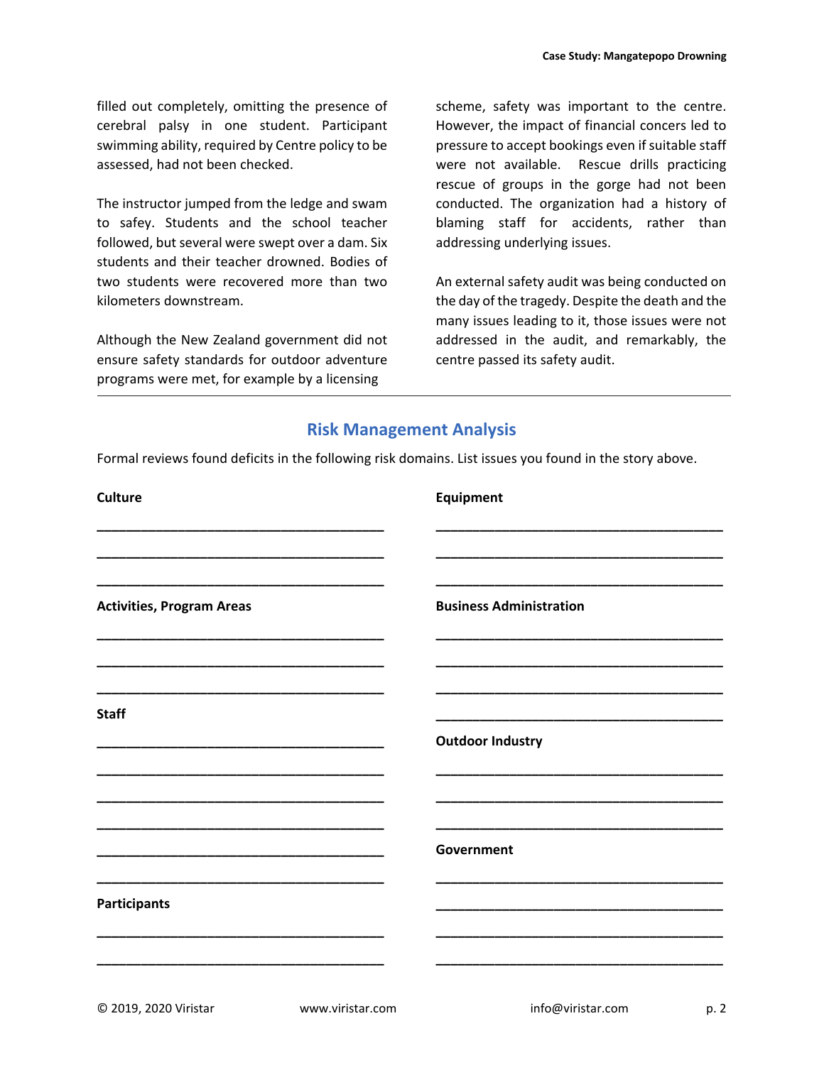filled out completely, omitting the presence of cerebral palsy in one student. Participant swimming ability, required by Centre policy to be assessed, had not been checked.

The instructor jumped from the ledge and swam to safey. Students and the school teacher followed, but several were swept over a dam. Six students and their teacher drowned. Bodies of two students were recovered more than two kilometers downstream.

Although the New Zealand government did not ensure safety standards for outdoor adventure programs were met, for example by a licensing scheme, safety was important to the centre. However, the impact of financial concers led to pressure to accept bookings even if suitable staff were not available. Rescue drills practicing rescue of groups in the gorge had not been conducted. The organization had a history of blaming staff for accidents, rather than addressing underlying issues.

An external safety audit was being conducted on the day of the tragedy. Despite the death and the many issues leading to it, those issues were not addressed in the audit, and remarkably, the centre passed its safety audit.

---

## Risk Management Analysis

Formal reviews found deficits in the following risk domains. List issues you found in the story above.

**Culture**

______________________________________

______________________________________

______________________________________

**Activities, Program Areas**

______________________________________

______________________________________

______________________________________

**Staff**

______________________________________

______________________________________

______________________________________

______________________________________

______________________________________

______________________________________

**Participants**

______________________________________

______________________________________

**Equipment**

______________________________________

______________________________________

______________________________________

**Business Administration**

______________________________________

______________________________________

______________________________________

______________________________________

**Outdoor Industry**

______________________________________

______________________________________

______________________________________

**Government**

______________________________________

______________________________________

______________________________________

______________________________________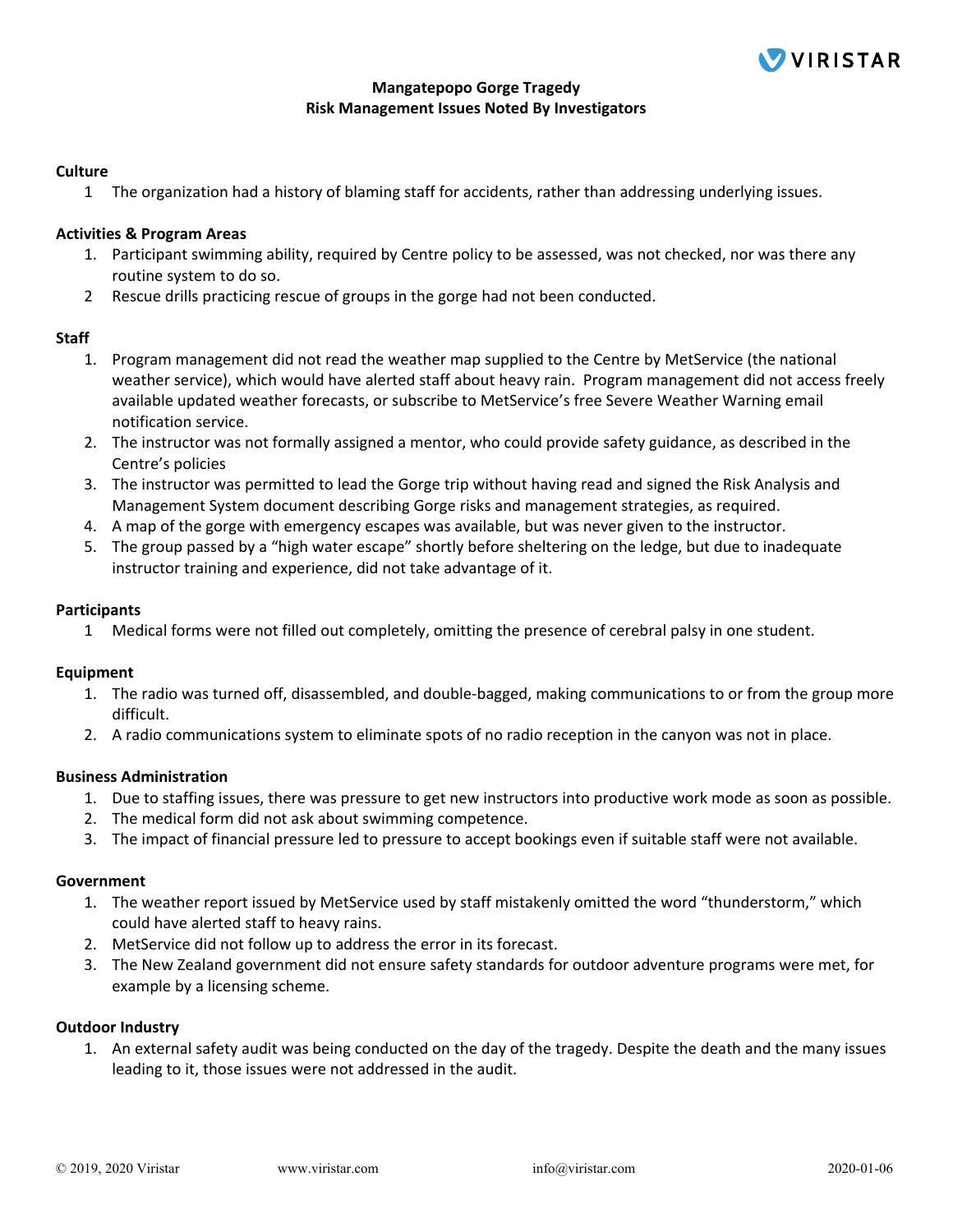# Mangatepopo Gorge Tragedy
## Risk Management Issues Noted By Investigators

**Culture**

1. The organization had a history of blaming staff for accidents, rather than addressing underlying issues.

**Activities & Program Areas**

1. Participant swimming ability, required by Centre policy to be assessed, was not checked, nor was there any routine system to do so.
2. Rescue drills practicing rescue of groups in the gorge had not been conducted.

**Staff**

1. Program management did not read the weather map supplied to the Centre by MetService (the national weather service), which would have alerted staff about heavy rain. Program management did not access freely available updated weather forecasts, or subscribe to MetService's free Severe Weather Warning email notification service.
2. The instructor was not formally assigned a mentor, who could provide safety guidance, as described in the Centre's policies
3. The instructor was permitted to lead the Gorge trip without having read and signed the Risk Analysis and Management System document describing Gorge risks and management strategies, as required.
4. A map of the gorge with emergency escapes was available, but was never given to the instructor.
5. The group passed by a "high water escape" shortly before sheltering on the ledge, but due to inadequate instructor training and experience, did not take advantage of it.

**Participants**

1. Medical forms were not filled out completely, omitting the presence of cerebral palsy in one student.

**Equipment**

1. The radio was turned off, disassembled, and double-bagged, making communications to or from the group more difficult.
2. A radio communications system to eliminate spots of no radio reception in the canyon was not in place.

**Business Administration**

1. Due to staffing issues, there was pressure to get new instructors into productive work mode as soon as possible.
2. The medical form did not ask about swimming competence.
3. The impact of financial pressure led to pressure to accept bookings even if suitable staff were not available.

**Government**

1. The weather report issued by MetService used by staff mistakenly omitted the word "thunderstorm," which could have alerted staff to heavy rains.
2. MetService did not follow up to address the error in its forecast.
3. The New Zealand government did not ensure safety standards for outdoor adventure programs were met, for example by a licensing scheme.

**Outdoor Industry**

1. An external safety audit was being conducted on the day of the tragedy. Despite the death and the many issues leading to it, those issues were not addressed in the audit.